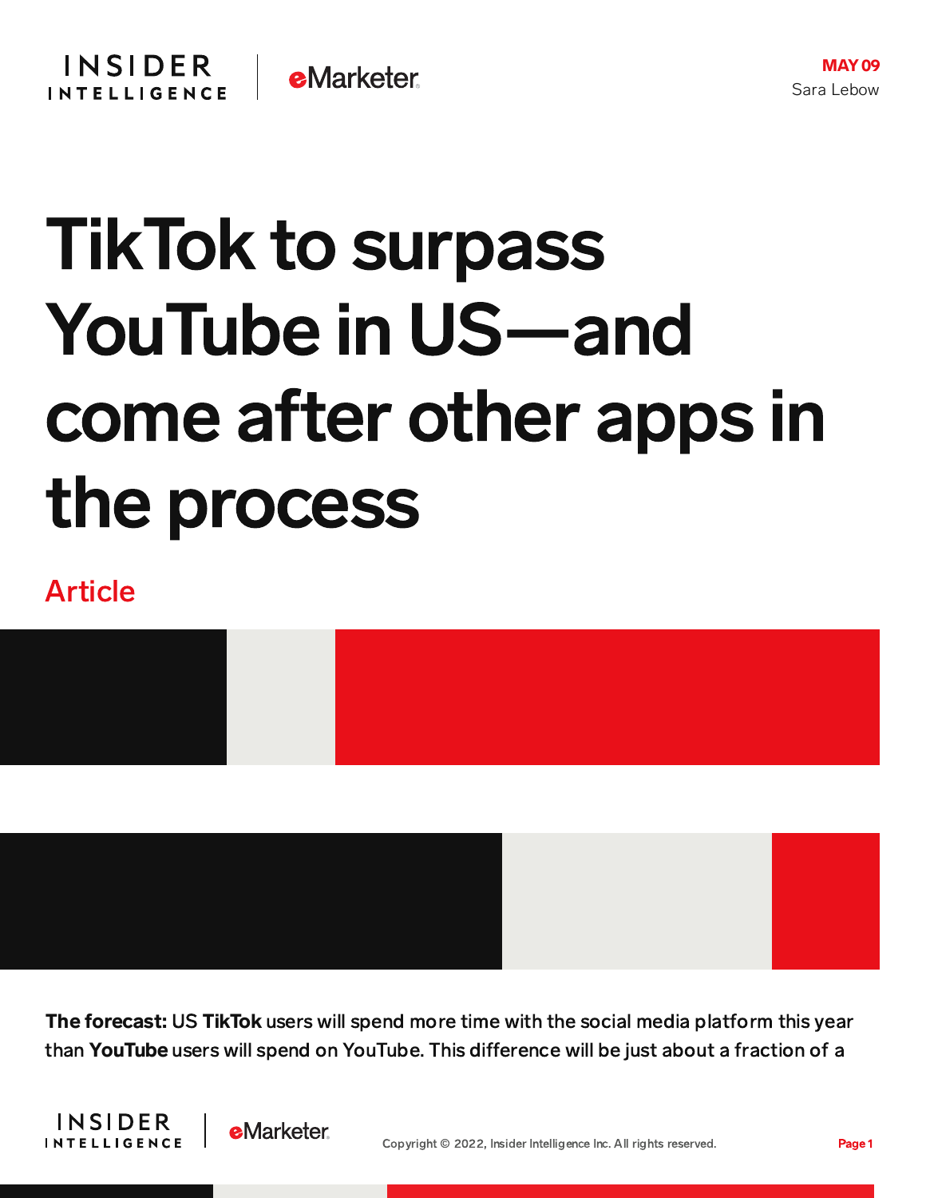MAY 09
Sara Lebow

# TikTok to surpass YouTube in US—and come after other apps in the process

Article

**The forecast:** US **TikTok** users will spend more time with the social media platform this year than **YouTube** users will spend on YouTube. This difference will be just about a fraction of a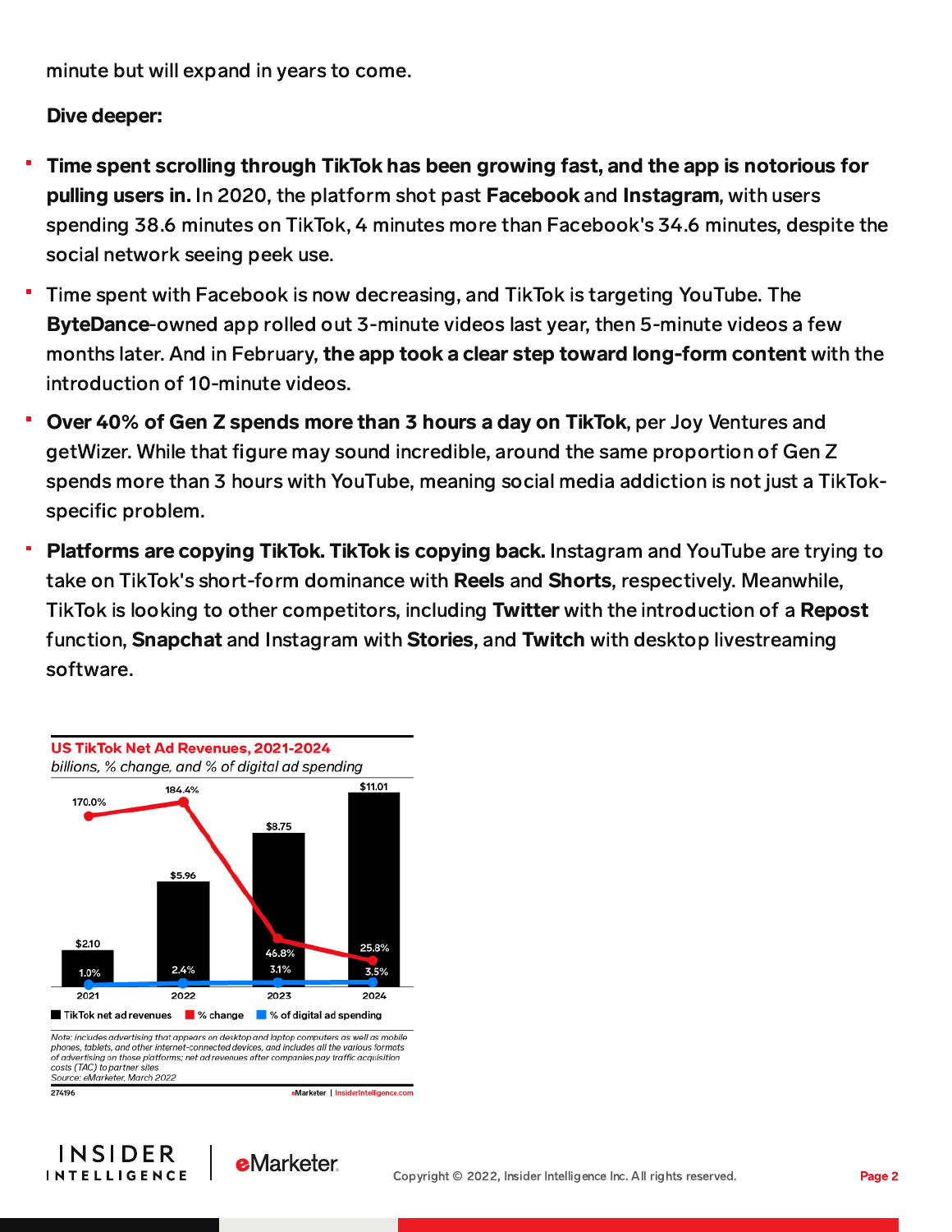minute but will expand in years to come.

**Dive deeper:**

- **Time spent scrolling through TikTok has been growing fast, and the app is notorious for pulling users in.** In 2020, the platform shot past **Facebook** and **Instagram**, with users spending 38.6 minutes on TikTok, 4 minutes more than Facebook's 34.6 minutes, despite the social network seeing peek use.
- Time spent with Facebook is now decreasing, and TikTok is targeting YouTube. The **ByteDance**-owned app rolled out 3-minute videos last year, then 5-minute videos a few months later. And in February, **the app took a clear step toward long-form content** with the introduction of 10-minute videos.
- **Over 40% of Gen Z spends more than 3 hours a day on TikTok**, per Joy Ventures and getWizer. While that figure may sound incredible, around the same proportion of Gen Z spends more than 3 hours with YouTube, meaning social media addiction is not just a TikTok-specific problem.
- **Platforms are copying TikTok. TikTok is copying back.** Instagram and YouTube are trying to take on TikTok's short-form dominance with **Reels** and **Shorts**, respectively. Meanwhile, TikTok is looking to other competitors, including **Twitter** with the introduction of a **Repost** function, **Snapchat** and Instagram with **Stories**, and **Twitch** with desktop livestreaming software.

**US TikTok Net Ad Revenues, 2021-2024**

*billions, % change, and % of digital ad spending*

| | 2021 | 2022 | 2023 | 2024 |
|---|---|---|---|---|
| TikTok net ad revenues | $2.10 | $5.96 | $8.75 | $11.01 |
| % change | 170.0% | 184.4% | 46.8% | 25.8% |
| % of digital ad spending | 1.0% | 2.4% | 3.1% | 3.5% |

*Note: includes advertising that appears on desktop and laptop computers as well as mobile phones, tablets, and other internet-connected devices, and includes all the various formats of advertising on those platforms; net ad revenues after companies pay traffic acquisition costs (TAC) to partner sites*
*Source: eMarketer, March 2022*

274196 — eMarketer | InsiderIntelligence.com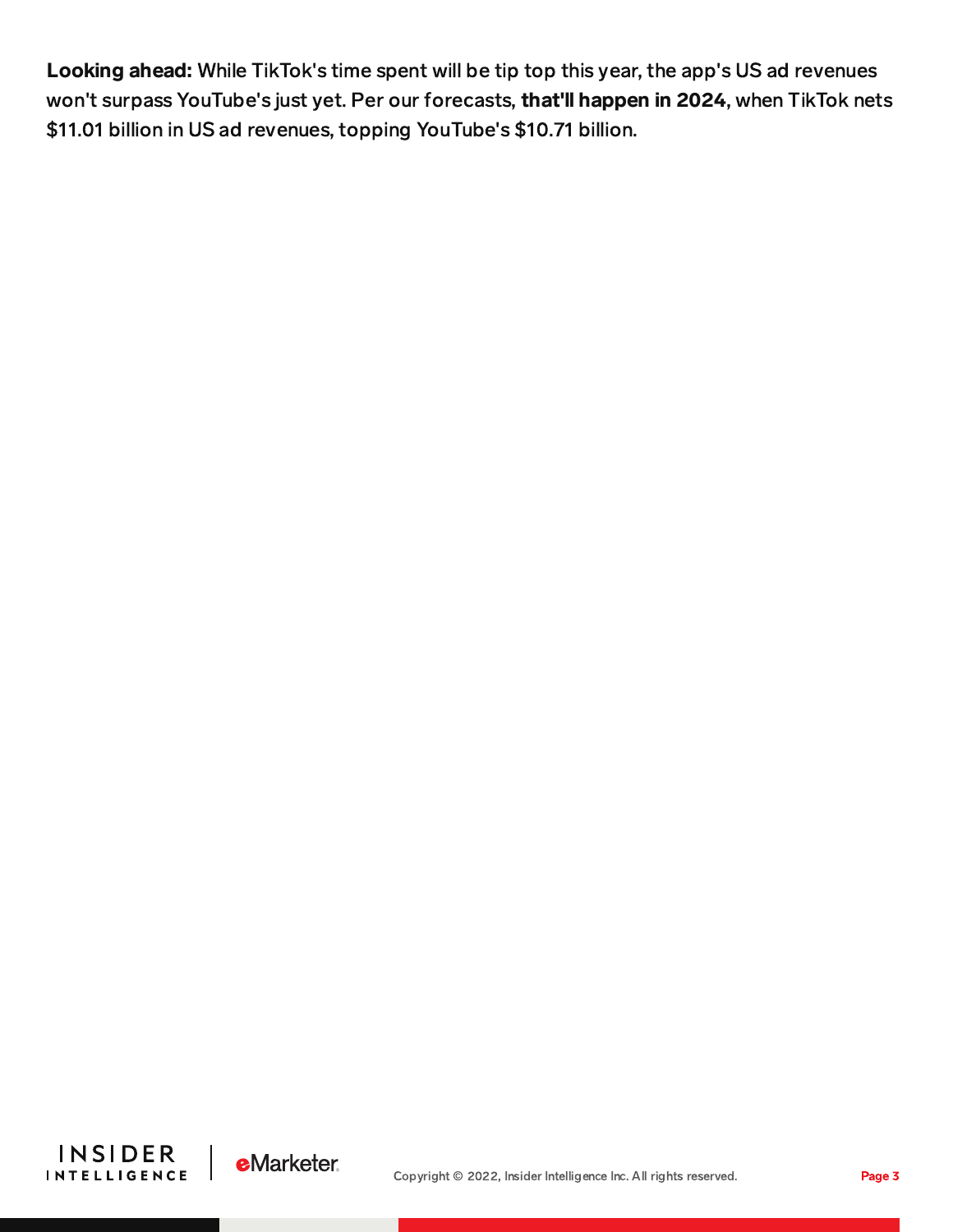**Looking ahead:** While TikTok's time spent will be tip top this year, the app's US ad revenues won't surpass YouTube's just yet. Per our forecasts, **that'll happen in 2024**, when TikTok nets $11.01 billion in US ad revenues, topping YouTube's $10.71 billion.